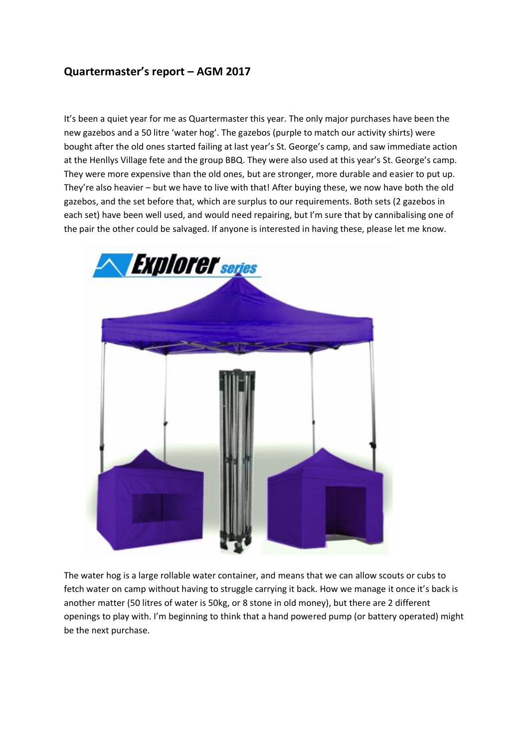## Quartermaster's report – AGM 2017

It's been a quiet year for me as Quartermaster this year. The only major purchases have been the new gazebos and a 50 litre 'water hog'. The gazebos (purple to match our activity shirts) were bought after the old ones started failing at last year's St. George's camp, and saw immediate action at the Henllys Village fete and the group BBQ. They were also used at this year's St. George's camp. They were more expensive than the old ones, but are stronger, more durable and easier to put up. They're also heavier – but we have to live with that! After buying these, we now have both the old gazebos, and the set before that, which are surplus to our requirements. Both sets (2 gazebos in each set) have been well used, and would need repairing, but I'm sure that by cannibalising one of the pair the other could be salvaged. If anyone is interested in having these, please let me know.

The water hog is a large rollable water container, and means that we can allow scouts or cubs to fetch water on camp without having to struggle carrying it back. How we manage it once it's back is another matter (50 litres of water is 50kg, or 8 stone in old money), but there are 2 different openings to play with. I'm beginning to think that a hand powered pump (or battery operated) might be the next purchase.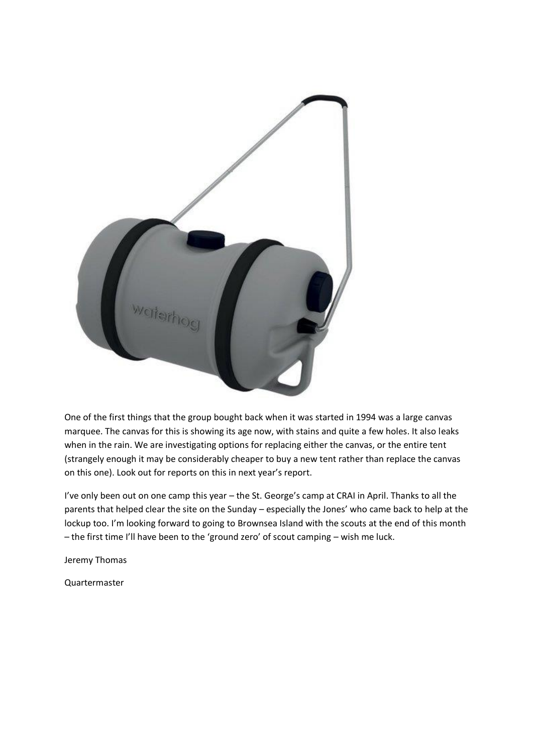One of the first things that the group bought back when it was started in 1994 was a large canvas marquee. The canvas for this is showing its age now, with stains and quite a few holes. It also leaks when in the rain. We are investigating options for replacing either the canvas, or the entire tent (strangely enough it may be considerably cheaper to buy a new tent rather than replace the canvas on this one). Look out for reports on this in next year's report.

I've only been out on one camp this year – the St. George's camp at CRAI in April. Thanks to all the parents that helped clear the site on the Sunday – especially the Jones' who came back to help at the lockup too. I'm looking forward to going to Brownsea Island with the scouts at the end of this month – the first time I'll have been to the 'ground zero' of scout camping – wish me luck.

Jeremy Thomas

Quartermaster